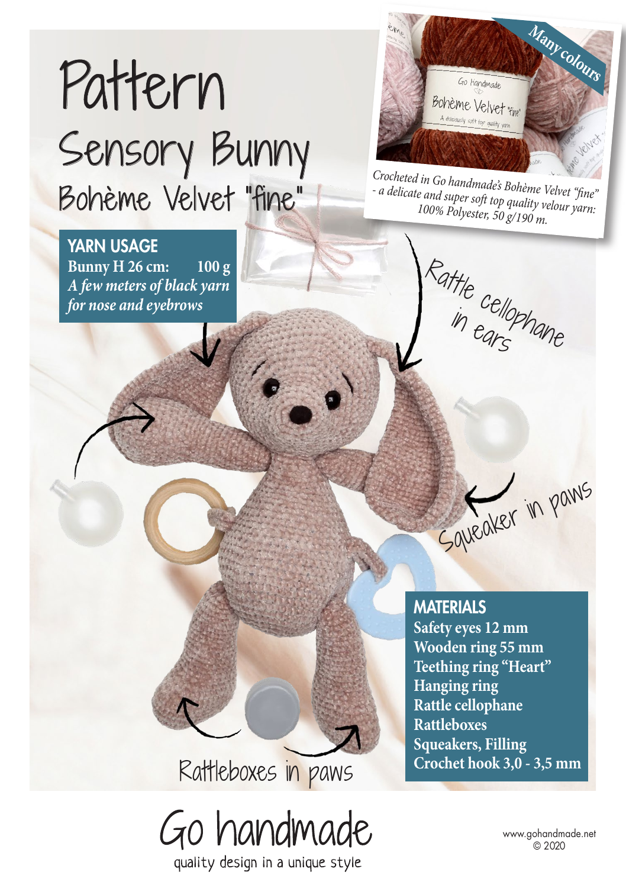# Pattern

## Sensory Bunny

## Bohème Velvet "fine"

Crocheted in Go handmade's Bohème Velvet "fine" - a delicate and super soft top quality velour yarn: 100% Polyester, 50 g/190 m.

Many colours

### YARN USAGE

**Bunny H 26 cm: 100 g**

***A few meters of black yarn for nose and eyebrows***

Rattle cellophane in ears

Squeaker in paws

Rattleboxes in paws

### MATERIALS

**Safety eyes 12 mm**
**Wooden ring 55 mm**
**Teething ring "Heart"**
**Hanging ring**
**Rattle cellophane**
**Rattleboxes**
**Squeakers, Filling**
**Crochet hook 3,0 - 3,5 mm**

Go handmade

quality design in a unique style

www.gohandmade.net
© 2020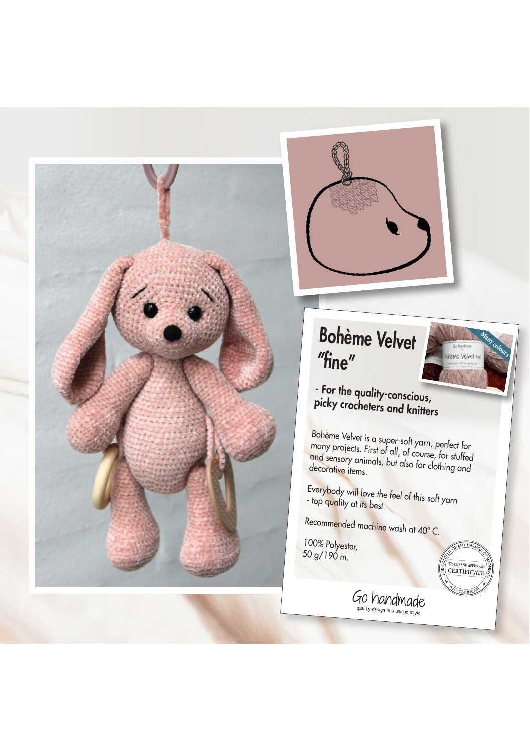# Bohème Velvet "fine"

**- For the quality-conscious, picky crocheters and knitters**

Bohème Velvet is a super-soft yarn, perfect for many projects. First of all, of course, for stuffed and sensory animals, but also for clothing and decorative items.

Everybody will love the feel of this soft yarn - top quality at its best.

Recommended machine wash at 40° C.

100% Polyester,
50 g/190 m.

Go handmade
quality design in a unique style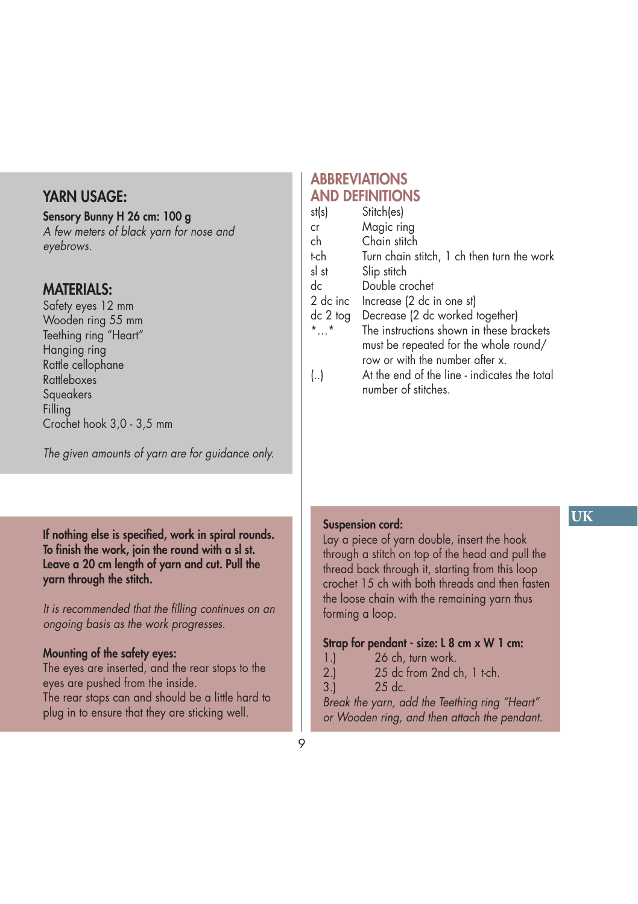## YARN USAGE:

**Sensory Bunny H 26 cm: 100 g**

*A few meters of black yarn for nose and eyebrows.*

## MATERIALS:

Safety eyes 12 mm
Wooden ring 55 mm
Teething ring “Heart”
Hanging ring
Rattle cellophane
Rattleboxes
Squeakers
Filling
Crochet hook 3,0 - 3,5 mm

*The given amounts of yarn are for guidance only.*

## ABBREVIATIONS AND DEFINITIONS

| | |
|---|---|
| st(s) | Stitch(es) |
| cr | Magic ring |
| ch | Chain stitch |
| t-ch | Turn chain stitch, 1 ch then turn the work |
| sl st | Slip stitch |
| dc | Double crochet |
| 2 dc inc | Increase (2 dc in one st) |
| dc 2 tog | Decrease (2 dc worked together) |
| *…* | The instructions shown in these brackets must be repeated for the whole round/ row or with the number after x. |
| (..) | At the end of the line - indicates the total number of stitches. |

**If nothing else is specified, work in spiral rounds. To finish the work, join the round with a sl st. Leave a 20 cm length of yarn and cut. Pull the yarn through the stitch.**

*It is recommended that the filling continues on an ongoing basis as the work progresses.*

**Mounting of the safety eyes:**

The eyes are inserted, and the rear stops to the eyes are pushed from the inside.
The rear stops can and should be a little hard to plug in to ensure that they are sticking well.

**Suspension cord:**

Lay a piece of yarn double, insert the hook through a stitch on top of the head and pull the thread back through it, starting from this loop crochet 15 ch with both threads and then fasten the loose chain with the remaining yarn thus forming a loop.

**Strap for pendant - size: L 8 cm x W 1 cm:**

1.) 26 ch, turn work.
2.) 25 dc from 2nd ch, 1 t-ch.
3.) 25 dc.

*Break the yarn, add the Teething ring “Heart” or Wooden ring, and then attach the pendant.*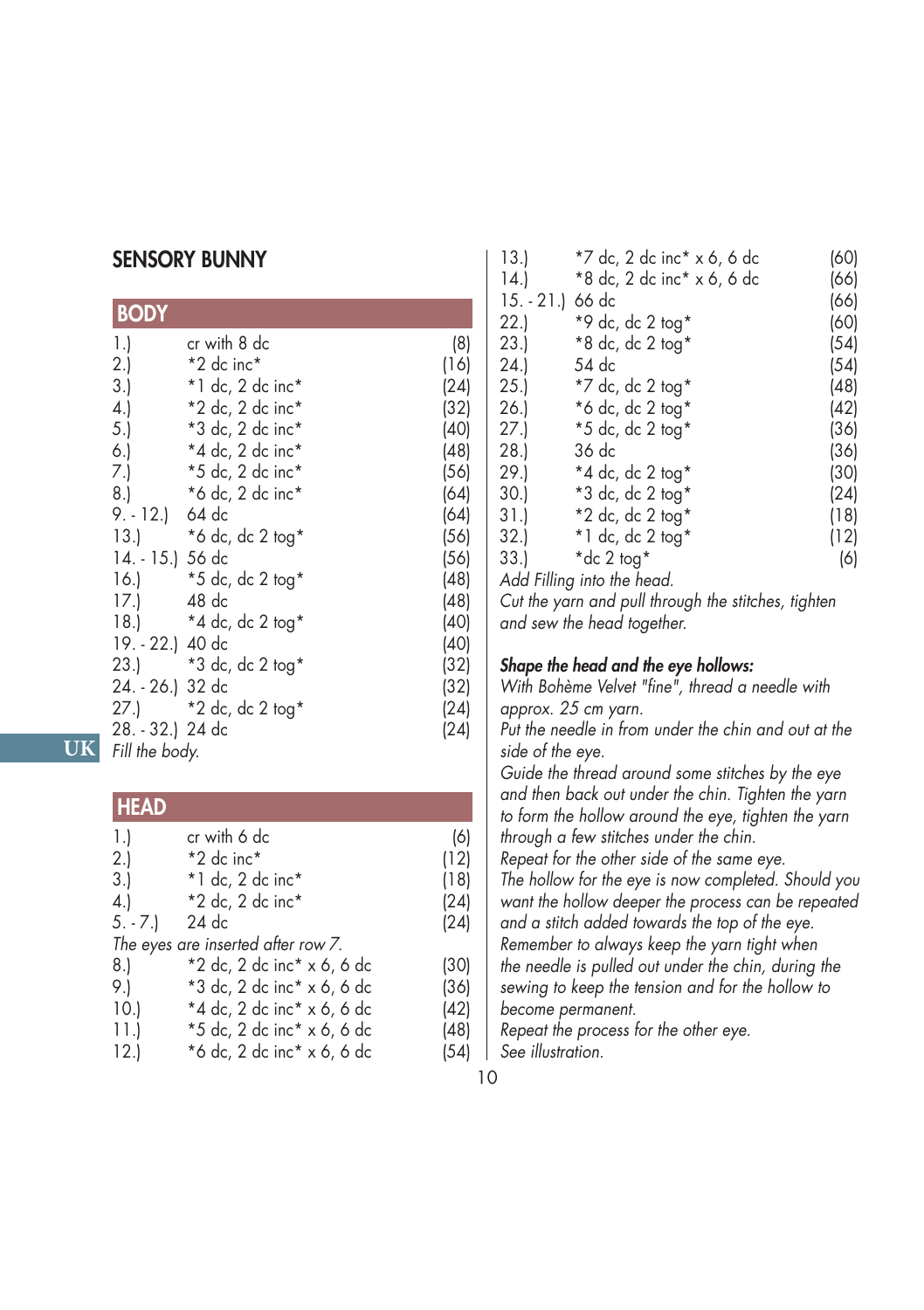# SENSORY BUNNY

## BODY

| | | |
|---|---|---|
| 1.) | cr with 8 dc | (8) |
| 2.) | *2 dc inc* | (16) |
| 3.) | *1 dc, 2 dc inc* | (24) |
| 4.) | *2 dc, 2 dc inc* | (32) |
| 5.) | *3 dc, 2 dc inc* | (40) |
| 6.) | *4 dc, 2 dc inc* | (48) |
| 7.) | *5 dc, 2 dc inc* | (56) |
| 8.) | *6 dc, 2 dc inc* | (64) |
| 9. - 12.) | 64 dc | (64) |
| 13.) | *6 dc, dc 2 tog* | (56) |
| 14. - 15.) | 56 dc | (56) |
| 16.) | *5 dc, dc 2 tog* | (48) |
| 17.) | 48 dc | (48) |
| 18.) | *4 dc, dc 2 tog* | (40) |
| 19. - 22.) | 40 dc | (40) |
| 23.) | *3 dc, dc 2 tog* | (32) |
| 24. - 26.) | 32 dc | (32) |
| 27.) | *2 dc, dc 2 tog* | (24) |
| 28. - 32.) | 24 dc | (24) |

*Fill the body.*

## HEAD

| | | |
|---|---|---|
| 1.) | cr with 6 dc | (6) |
| 2.) | *2 dc inc* | (12) |
| 3.) | *1 dc, 2 dc inc* | (18) |
| 4.) | *2 dc, 2 dc inc* | (24) |
| 5. - 7.) | 24 dc | (24) |

*The eyes are inserted after row 7.*

| | | |
|---|---|---|
| 8.) | *2 dc, 2 dc inc* x 6, 6 dc | (30) |
| 9.) | *3 dc, 2 dc inc* x 6, 6 dc | (36) |
| 10.) | *4 dc, 2 dc inc* x 6, 6 dc | (42) |
| 11.) | *5 dc, 2 dc inc* x 6, 6 dc | (48) |
| 12.) | *6 dc, 2 dc inc* x 6, 6 dc | (54) |
| 13.) | *7 dc, 2 dc inc* x 6, 6 dc | (60) |
| 14.) | *8 dc, 2 dc inc* x 6, 6 dc | (66) |
| 15. - 21.) | 66 dc | (66) |
| 22.) | *9 dc, dc 2 tog* | (60) |
| 23.) | *8 dc, dc 2 tog* | (54) |
| 24.) | 54 dc | (54) |
| 25.) | *7 dc, dc 2 tog* | (48) |
| 26.) | *6 dc, dc 2 tog* | (42) |
| 27.) | *5 dc, dc 2 tog* | (36) |
| 28.) | 36 dc | (36) |
| 29.) | *4 dc, dc 2 tog* | (30) |
| 30.) | *3 dc, dc 2 tog* | (24) |
| 31.) | *2 dc, dc 2 tog* | (18) |
| 32.) | *1 dc, dc 2 tog* | (12) |
| 33.) | *dc 2 tog* | (6) |

*Add Filling into the head.*
*Cut the yarn and pull through the stitches, tighten and sew the head together.*

***Shape the head and the eye hollows:***
*With Bohème Velvet "fine", thread a needle with approx. 25 cm yarn.*
*Put the needle in from under the chin and out at the side of the eye.*
*Guide the thread around some stitches by the eye and then back out under the chin. Tighten the yarn to form the hollow around the eye, tighten the yarn through a few stitches under the chin.*
*Repeat for the other side of the same eye.*
*The hollow for the eye is now completed. Should you want the hollow deeper the process can be repeated and a stitch added towards the top of the eye.*
*Remember to always keep the yarn tight when the needle is pulled out under the chin, during the sewing to keep the tension and for the hollow to become permanent.*
*Repeat the process for the other eye.*
*See illustration.*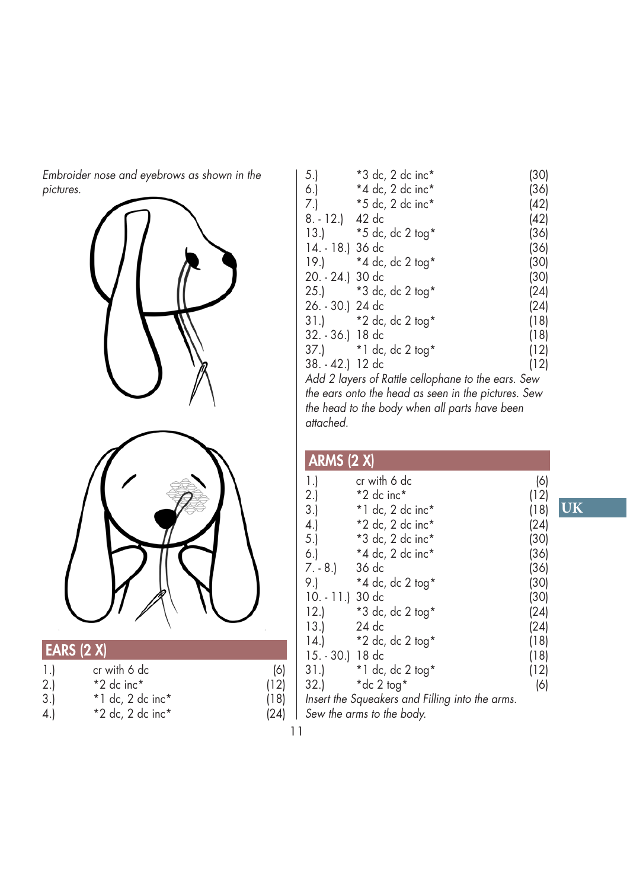*Embroider nose and eyebrows as shown in the pictures.*

## EARS (2 X)

| | | |
|---|---|---|
| 1.) | cr with 6 dc | (6) |
| 2.) | *2 dc inc* | (12) |
| 3.) | *1 dc, 2 dc inc* | (18) |
| 4.) | *2 dc, 2 dc inc* | (24) |
| 5.) | *3 dc, 2 dc inc* | (30) |
| 6.) | *4 dc, 2 dc inc* | (36) |
| 7.) | *5 dc, 2 dc inc* | (42) |
| 8. - 12.) | 42 dc | (42) |
| 13.) | *5 dc, dc 2 tog* | (36) |
| 14. - 18.) | 36 dc | (36) |
| 19.) | *4 dc, dc 2 tog* | (30) |
| 20. - 24.) | 30 dc | (30) |
| 25.) | *3 dc, dc 2 tog* | (24) |
| 26. - 30.) | 24 dc | (24) |
| 31.) | *2 dc, dc 2 tog* | (18) |
| 32. - 36.) | 18 dc | (18) |
| 37.) | *1 dc, dc 2 tog* | (12) |
| 38. - 42.) | 12 dc | (12) |

*Add 2 layers of Rattle cellophane to the ears. Sew the ears onto the head as seen in the pictures. Sew the head to the body when all parts have been attached.*

## ARMS (2 X)

| | | |
|---|---|---|
| 1.) | cr with 6 dc | (6) |
| 2.) | *2 dc inc* | (12) |
| 3.) | *1 dc, 2 dc inc* | (18) |
| 4.) | *2 dc, 2 dc inc* | (24) |
| 5.) | *3 dc, 2 dc inc* | (30) |
| 6.) | *4 dc, 2 dc inc* | (36) |
| 7. - 8.) | 36 dc | (36) |
| 9.) | *4 dc, dc 2 tog* | (30) |
| 10. - 11.) | 30 dc | (30) |
| 12.) | *3 dc, dc 2 tog* | (24) |
| 13.) | 24 dc | (24) |
| 14.) | *2 dc, dc 2 tog* | (18) |
| 15. - 30.) | 18 dc | (18) |
| 31.) | *1 dc, dc 2 tog* | (12) |
| 32.) | *dc 2 tog* | (6) |

*Insert the Squeakers and Filling into the arms. Sew the arms to the body.*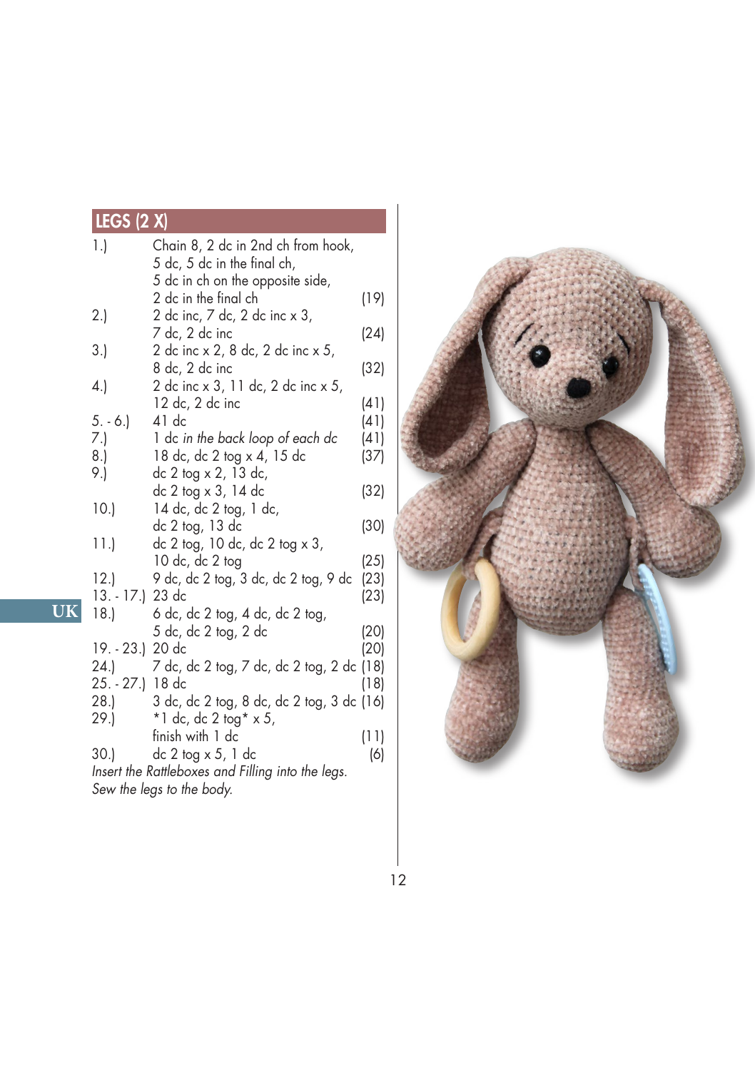## LEGS (2 X)

| | | |
|---|---|---|
| 1.) | Chain 8, 2 dc in 2nd ch from hook, 5 dc, 5 dc in the final ch, 5 dc in ch on the opposite side, 2 dc in the final ch | (19) |
| 2.) | 2 dc inc, 7 dc, 2 dc inc x 3, 7 dc, 2 dc inc | (24) |
| 3.) | 2 dc inc x 2, 8 dc, 2 dc inc x 5, 8 dc, 2 dc inc | (32) |
| 4.) | 2 dc inc x 3, 11 dc, 2 dc inc x 5, 12 dc, 2 dc inc | (41) |
| 5. - 6.) | 41 dc | (41) |
| 7.) | 1 dc *in the back loop of each dc* | (41) |
| 8.) | 18 dc, dc 2 tog x 4, 15 dc | (37) |
| 9.) | dc 2 tog x 2, 13 dc, dc 2 tog x 3, 14 dc | (32) |
| 10.) | 14 dc, dc 2 tog, 1 dc, dc 2 tog, 13 dc | (30) |
| 11.) | dc 2 tog, 10 dc, dc 2 tog x 3, 10 dc, dc 2 tog | (25) |
| 12.) | 9 dc, dc 2 tog, 3 dc, dc 2 tog, 9 dc | (23) |
| 13. - 17.) | 23 dc | (23) |
| 18.) | 6 dc, dc 2 tog, 4 dc, dc 2 tog, 5 dc, dc 2 tog, 2 dc | (20) |
| 19. - 23.) | 20 dc | (20) |
| 24.) | 7 dc, dc 2 tog, 7 dc, dc 2 tog, 2 dc | (18) |
| 25. - 27.) | 18 dc | (18) |
| 28.) | 3 dc, dc 2 tog, 8 dc, dc 2 tog, 3 dc | (16) |
| 29.) | *1 dc, dc 2 tog* x 5, finish with 1 dc | (11) |
| 30.) | dc 2 tog x 5, 1 dc | (6) |

*Insert the Rattleboxes and Filling into the legs.*
*Sew the legs to the body.*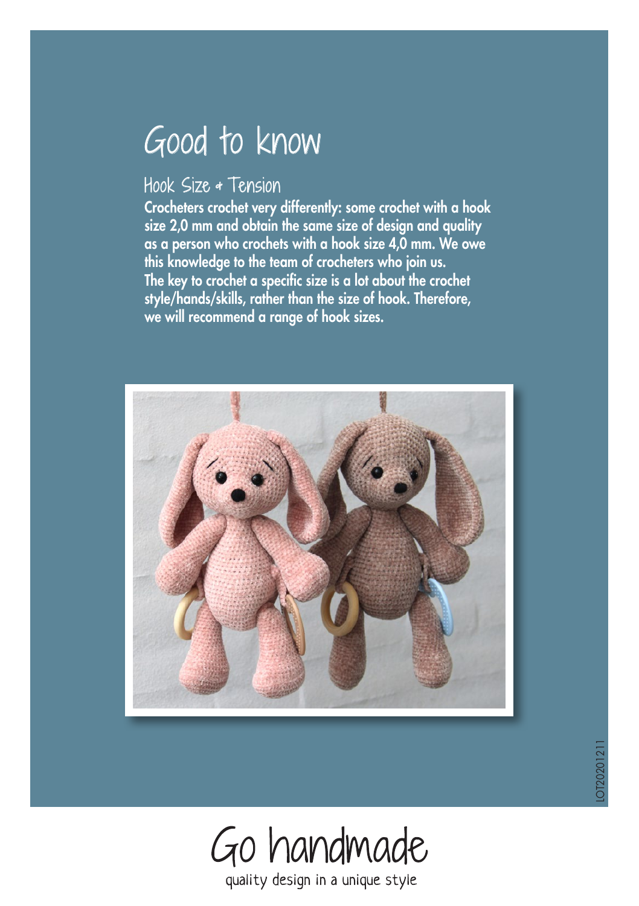# Good to know

## Hook Size & Tension

**Crocheters crochet very differently: some crochet with a hook size 2,0 mm and obtain the same size of design and quality as a person who crochets with a hook size 4,0 mm. We owe this knowledge to the team of crocheters who join us. The key to crochet a specific size is a lot about the crochet style/hands/skills, rather than the size of hook. Therefore, we will recommend a range of hook sizes.**

LOT20201211

Go handmade

quality design in a unique style